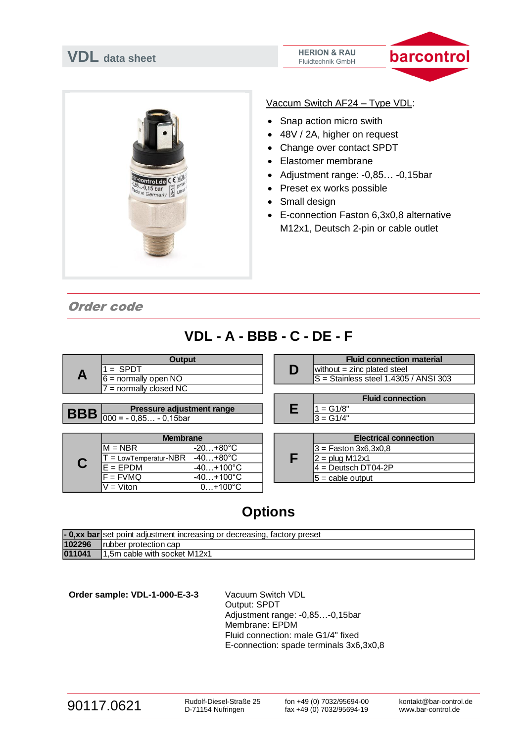# VDL data sheet

HERION & RAU
Fluidtechnik GmbH

barcontrol

Vaccum Switch AF24 – Type VDL:

- Snap action micro swith
- 48V / 2A, higher on request
- Change over contact SPDT
- Elastomer membrane
- Adjustment range: -0,85… -0,15bar
- Preset ex works possible
- Small design
- E-connection Faston 6,3x0,8 alternative M12x1, Deutsch 2-pin or cable outlet

## *Order code*

### VDL - A - BBB - C - DE - F

| | Output |
|---|---|
| **A** | 1 = SPDT |
| | 6 = normally open NO |
| | 7 = normally closed NC |

| | Pressure adjustment range |
|---|---|
| **BBB** | 000 = - 0,85… - 0,15bar |

| | Membrane | |
|---|---|---|
| **C** | M = NBR | -20…+80°C |
| | T = LowTemperatur-NBR | -40…+80°C |
| | E = EPDM | -40…+100°C |
| | F = FVMQ | -40…+100°C |
| | V = Viton | 0…+100°C |

| | Fluid connection material |
|---|---|
| **D** | without = zinc plated steel |
| | S = Stainless steel 1.4305 / ANSI 303 |

| | Fluid connection |
|---|---|
| **E** | 1 = G1/8" |
| | 3 = G1/4" |

| | Electrical connection |
|---|---|
| **F** | 3 = Faston 3x6,3x0,8 |
| | 2 = plug M12x1 |
| | 4 = Deutsch DT04-2P |
| | 5 = cable output |

## Options

| | |
|---|---|
| **- 0,xx bar** | set point adjustment increasing or decreasing, factory preset |
| **102296** | rubber protection cap |
| **011041** | 1,5m cable with socket M12x1 |

**Order sample: VDL-1-000-E-3-3**

Vacuum Switch VDL
Output: SPDT
Adjustment range: -0,85…-0,15bar
Membrane: EPDM
Fluid connection: male G1/4" fixed
E-connection: spade terminals 3x6,3x0,8

90117.0621

Rudolf-Diesel-Straße 25
D-71154 Nufringen

fon +49 (0) 7032/95694-00
fax +49 (0) 7032/95694-19

kontakt@bar-control.de
www.bar-control.de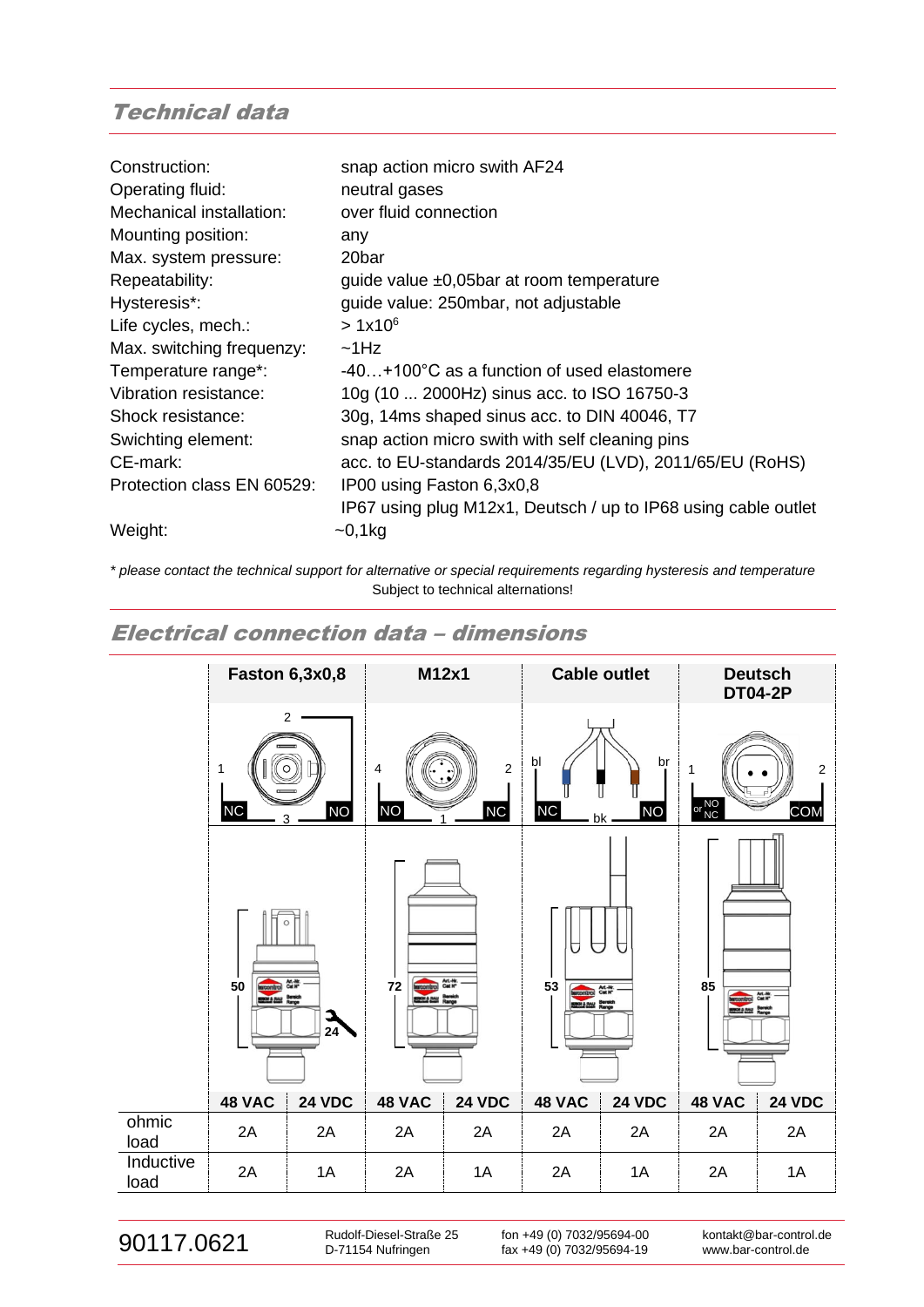## Technical data

| | |
|---|---|
| Construction: | snap action micro swith AF24 |
| Operating fluid: | neutral gases |
| Mechanical installation: | over fluid connection |
| Mounting position: | any |
| Max. system pressure: | 20bar |
| Repeatability: | guide value ±0,05bar at room temperature |
| Hysteresis*: | guide value: 250mbar, not adjustable |
| Life cycles, mech.: | > $1x10^6$ |
| Max. switching frequenzy: | ~1Hz |
| Temperature range*: | -40…+100°C as a function of used elastomere |
| Vibration resistance: | 10g (10 ... 2000Hz) sinus acc. to ISO 16750-3 |
| Shock resistance: | 30g, 14ms shaped sinus acc. to DIN 40046, T7 |
| Swichting element: | snap action micro swith with self cleaning pins |
| CE-mark: | acc. to EU-standards 2014/35/EU (LVD), 2011/65/EU (RoHS) |
| Protection class EN 60529: | IP00 using Faston 6,3x0,8<br>IP67 using plug M12x1, Deutsch / up to IP68 using cable outlet |
| Weight: | ~0,1kg |

*\* please contact the technical support for alternative or special requirements regarding hysteresis and temperature*

Subject to technical alternations!

## Electrical connection data – dimensions

| | Faston 6,3x0,8 | | M12x1 | | Cable outlet | | Deutsch DT04-2P | |
|---|---|---|---|---|---|---|---|---|
| | 1 NC, 2, 3 NO | | 4 NO, 1, 2 NC | | bl NC, bk, br NO | | 1 NO or NC, 2 COM | |
| | 50 (SW 24) | | 72 | | 53 | | 85 | |
| | 48 VAC | 24 VDC | 48 VAC | 24 VDC | 48 VAC | 24 VDC | 48 VAC | 24 VDC |
| ohmic load | 2A | 2A | 2A | 2A | 2A | 2A | 2A | 2A |
| Inductive load | 2A | 1A | 2A | 1A | 2A | 1A | 2A | 1A |

90117.0621

Rudolf-Diesel-Straße 25
D-71154 Nufringen

fon +49 (0) 7032/95694-00
fax +49 (0) 7032/95694-19

kontakt@bar-control.de
www.bar-control.de